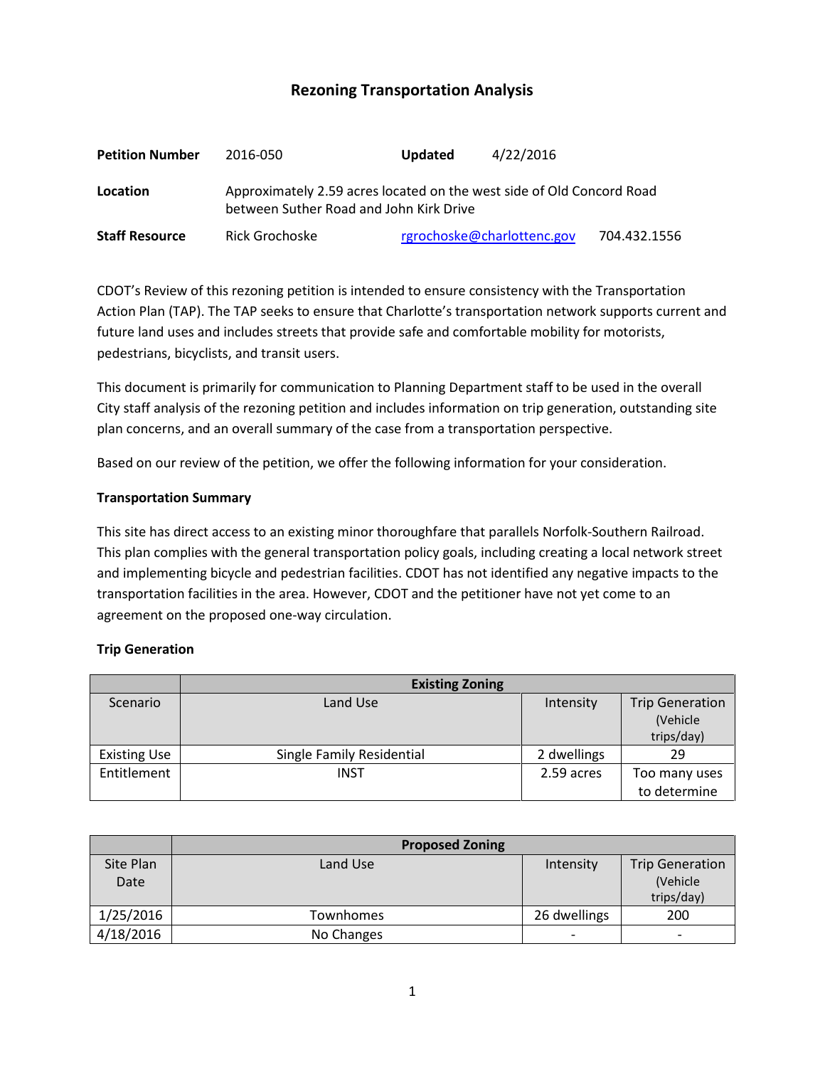# Rezoning Transportation Analysis

| | | | |
|---|---|---|---|
| **Petition Number** | 2016-050 | **Updated** | 4/22/2016 |
| **Location** | Approximately 2.59 acres located on the west side of Old Concord Road between Suther Road and John Kirk Drive | | |
| **Staff Resource** | Rick Grochoske | rgrochoske@charlottenc.gov | 704.432.1556 |

CDOT's Review of this rezoning petition is intended to ensure consistency with the Transportation Action Plan (TAP). The TAP seeks to ensure that Charlotte's transportation network supports current and future land uses and includes streets that provide safe and comfortable mobility for motorists, pedestrians, bicyclists, and transit users.

This document is primarily for communication to Planning Department staff to be used in the overall City staff analysis of the rezoning petition and includes information on trip generation, outstanding site plan concerns, and an overall summary of the case from a transportation perspective.

Based on our review of the petition, we offer the following information for your consideration.

### Transportation Summary

This site has direct access to an existing minor thoroughfare that parallels Norfolk-Southern Railroad. This plan complies with the general transportation policy goals, including creating a local network street and implementing bicycle and pedestrian facilities. CDOT has not identified any negative impacts to the transportation facilities in the area. However, CDOT and the petitioner have not yet come to an agreement on the proposed one-way circulation.

### Trip Generation

| | Existing Zoning | | |
|---|---|---|---|
| Scenario | Land Use | Intensity | Trip Generation (Vehicle trips/day) |
| Existing Use | Single Family Residential | 2 dwellings | 29 |
| Entitlement | INST | 2.59 acres | Too many uses to determine |

| | Proposed Zoning | | |
|---|---|---|---|
| Site Plan Date | Land Use | Intensity | Trip Generation (Vehicle trips/day) |
| 1/25/2016 | Townhomes | 26 dwellings | 200 |
| 4/18/2016 | No Changes | - | - |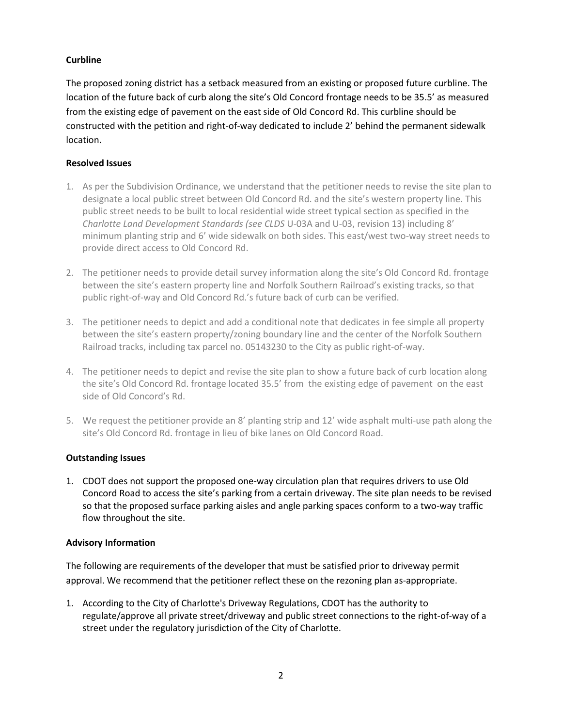**Curbline**

The proposed zoning district has a setback measured from an existing or proposed future curbline. The location of the future back of curb along the site's Old Concord frontage needs to be 35.5' as measured from the existing edge of pavement on the east side of Old Concord Rd. This curbline should be constructed with the petition and right-of-way dedicated to include 2' behind the permanent sidewalk location.

**Resolved Issues**

1. As per the Subdivision Ordinance, we understand that the petitioner needs to revise the site plan to designate a local public street between Old Concord Rd. and the site's western property line. This public street needs to be built to local residential wide street typical section as specified in the *Charlotte Land Development Standards (see CLDS* U-03A and U-03, revision 13) including 8' minimum planting strip and 6' wide sidewalk on both sides. This east/west two-way street needs to provide direct access to Old Concord Rd.

2. The petitioner needs to provide detail survey information along the site's Old Concord Rd. frontage between the site's eastern property line and Norfolk Southern Railroad's existing tracks, so that public right-of-way and Old Concord Rd.'s future back of curb can be verified.

3. The petitioner needs to depict and add a conditional note that dedicates in fee simple all property between the site's eastern property/zoning boundary line and the center of the Norfolk Southern Railroad tracks, including tax parcel no. 05143230 to the City as public right-of-way.

4. The petitioner needs to depict and revise the site plan to show a future back of curb location along the site's Old Concord Rd. frontage located 35.5' from the existing edge of pavement on the east side of Old Concord's Rd.

5. We request the petitioner provide an 8' planting strip and 12' wide asphalt multi-use path along the site's Old Concord Rd. frontage in lieu of bike lanes on Old Concord Road.

**Outstanding Issues**

1. CDOT does not support the proposed one-way circulation plan that requires drivers to use Old Concord Road to access the site's parking from a certain driveway. The site plan needs to be revised so that the proposed surface parking aisles and angle parking spaces conform to a two-way traffic flow throughout the site.

**Advisory Information**

The following are requirements of the developer that must be satisfied prior to driveway permit approval. We recommend that the petitioner reflect these on the rezoning plan as-appropriate.

1. According to the City of Charlotte's Driveway Regulations, CDOT has the authority to regulate/approve all private street/driveway and public street connections to the right-of-way of a street under the regulatory jurisdiction of the City of Charlotte.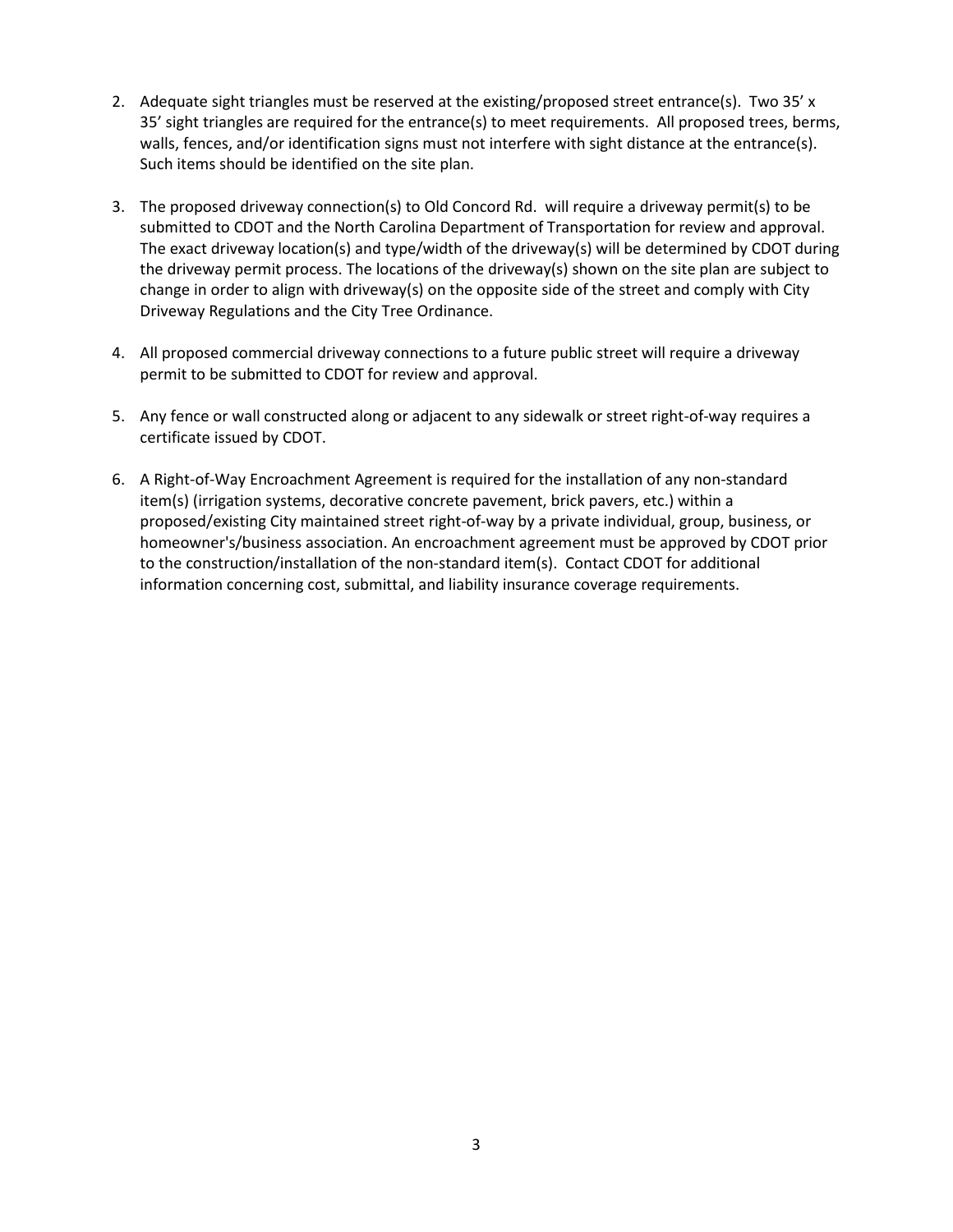2. Adequate sight triangles must be reserved at the existing/proposed street entrance(s). Two 35' x 35' sight triangles are required for the entrance(s) to meet requirements. All proposed trees, berms, walls, fences, and/or identification signs must not interfere with sight distance at the entrance(s). Such items should be identified on the site plan.

3. The proposed driveway connection(s) to Old Concord Rd. will require a driveway permit(s) to be submitted to CDOT and the North Carolina Department of Transportation for review and approval. The exact driveway location(s) and type/width of the driveway(s) will be determined by CDOT during the driveway permit process. The locations of the driveway(s) shown on the site plan are subject to change in order to align with driveway(s) on the opposite side of the street and comply with City Driveway Regulations and the City Tree Ordinance.

4. All proposed commercial driveway connections to a future public street will require a driveway permit to be submitted to CDOT for review and approval.

5. Any fence or wall constructed along or adjacent to any sidewalk or street right-of-way requires a certificate issued by CDOT.

6. A Right-of-Way Encroachment Agreement is required for the installation of any non-standard item(s) (irrigation systems, decorative concrete pavement, brick pavers, etc.) within a proposed/existing City maintained street right-of-way by a private individual, group, business, or homeowner's/business association. An encroachment agreement must be approved by CDOT prior to the construction/installation of the non-standard item(s). Contact CDOT for additional information concerning cost, submittal, and liability insurance coverage requirements.